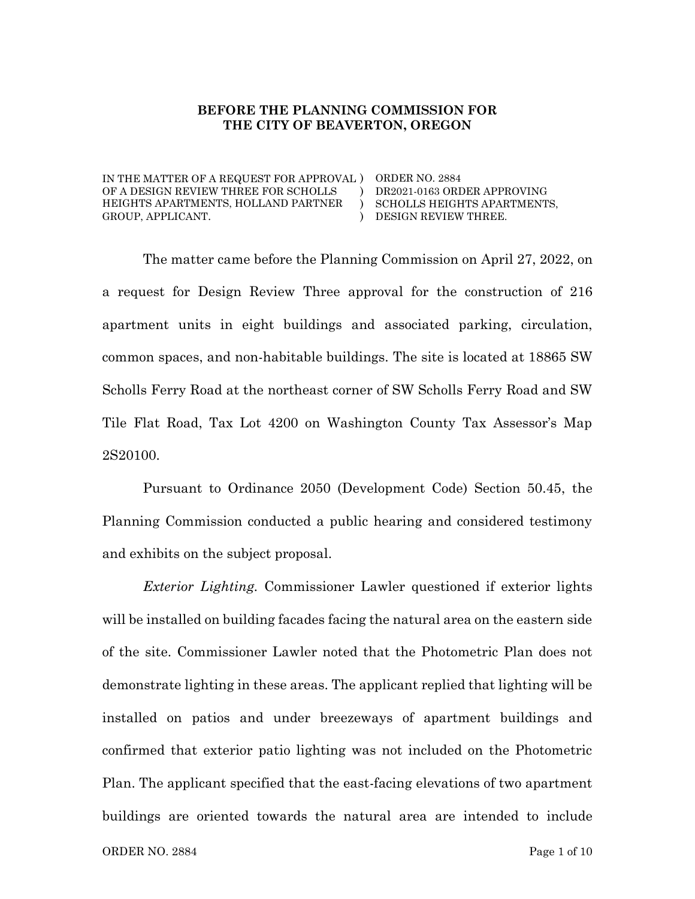**BEFORE THE PLANNING COMMISSION FOR THE CITY OF BEAVERTON, OREGON**

| | |
|---|---|
| IN THE MATTER OF A REQUEST FOR APPROVAL OF A DESIGN REVIEW THREE FOR SCHOLLS HEIGHTS APARTMENTS, HOLLAND PARTNER GROUP, APPLICANT. | ORDER NO. 2884 DR2021-0163 ORDER APPROVING SCHOLLS HEIGHTS APARTMENTS, DESIGN REVIEW THREE. |

The matter came before the Planning Commission on April 27, 2022, on a request for Design Review Three approval for the construction of 216 apartment units in eight buildings and associated parking, circulation, common spaces, and non-habitable buildings. The site is located at 18865 SW Scholls Ferry Road at the northeast corner of SW Scholls Ferry Road and SW Tile Flat Road, Tax Lot 4200 on Washington County Tax Assessor's Map 2S20100.

Pursuant to Ordinance 2050 (Development Code) Section 50.45, the Planning Commission conducted a public hearing and considered testimony and exhibits on the subject proposal.

*Exterior Lighting.* Commissioner Lawler questioned if exterior lights will be installed on building facades facing the natural area on the eastern side of the site. Commissioner Lawler noted that the Photometric Plan does not demonstrate lighting in these areas. The applicant replied that lighting will be installed on patios and under breezeways of apartment buildings and confirmed that exterior patio lighting was not included on the Photometric Plan. The applicant specified that the east-facing elevations of two apartment buildings are oriented towards the natural area are intended to include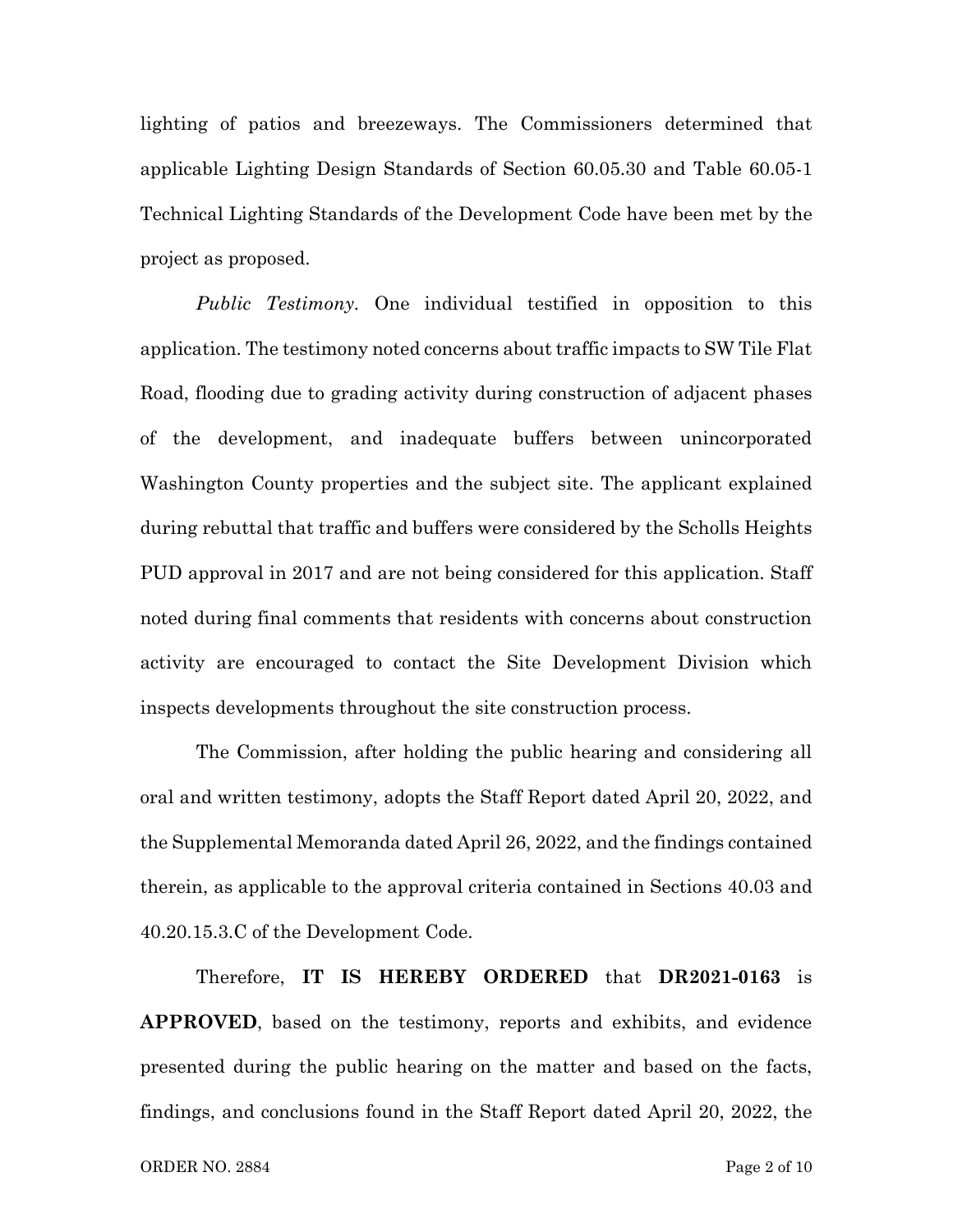lighting of patios and breezeways. The Commissioners determined that applicable Lighting Design Standards of Section 60.05.30 and Table 60.05-1 Technical Lighting Standards of the Development Code have been met by the project as proposed.

*Public Testimony*. One individual testified in opposition to this application. The testimony noted concerns about traffic impacts to SW Tile Flat Road, flooding due to grading activity during construction of adjacent phases of the development, and inadequate buffers between unincorporated Washington County properties and the subject site. The applicant explained during rebuttal that traffic and buffers were considered by the Scholls Heights PUD approval in 2017 and are not being considered for this application. Staff noted during final comments that residents with concerns about construction activity are encouraged to contact the Site Development Division which inspects developments throughout the site construction process.

The Commission, after holding the public hearing and considering all oral and written testimony, adopts the Staff Report dated April 20, 2022, and the Supplemental Memoranda dated April 26, 2022, and the findings contained therein, as applicable to the approval criteria contained in Sections 40.03 and 40.20.15.3.C of the Development Code.

Therefore, **IT IS HEREBY ORDERED** that **DR2021-0163** is **APPROVED**, based on the testimony, reports and exhibits, and evidence presented during the public hearing on the matter and based on the facts, findings, and conclusions found in the Staff Report dated April 20, 2022, the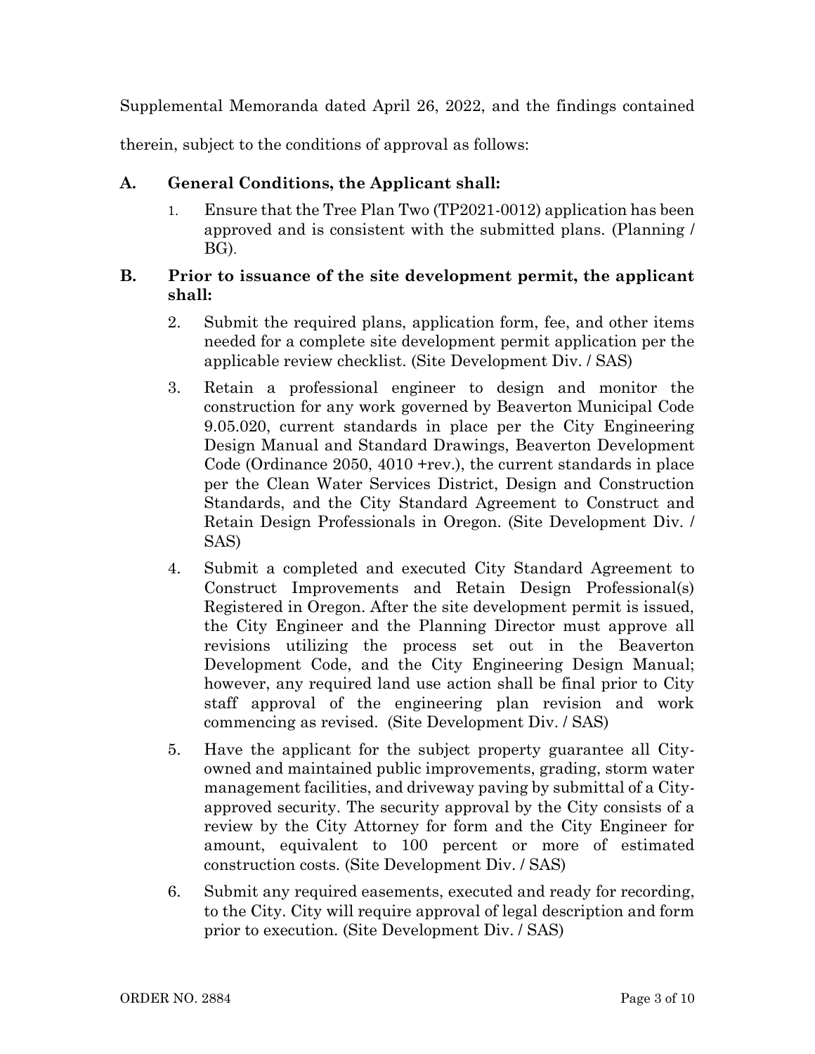Supplemental Memoranda dated April 26, 2022, and the findings contained therein, subject to the conditions of approval as follows:

**A. General Conditions, the Applicant shall:**

1. Ensure that the Tree Plan Two (TP2021-0012) application has been approved and is consistent with the submitted plans. (Planning / BG).

**B. Prior to issuance of the site development permit, the applicant shall:**

2. Submit the required plans, application form, fee, and other items needed for a complete site development permit application per the applicable review checklist. (Site Development Div. / SAS)

3. Retain a professional engineer to design and monitor the construction for any work governed by Beaverton Municipal Code 9.05.020, current standards in place per the City Engineering Design Manual and Standard Drawings, Beaverton Development Code (Ordinance 2050, 4010 +rev.), the current standards in place per the Clean Water Services District, Design and Construction Standards, and the City Standard Agreement to Construct and Retain Design Professionals in Oregon. (Site Development Div. / SAS)

4. Submit a completed and executed City Standard Agreement to Construct Improvements and Retain Design Professional(s) Registered in Oregon. After the site development permit is issued, the City Engineer and the Planning Director must approve all revisions utilizing the process set out in the Beaverton Development Code, and the City Engineering Design Manual; however, any required land use action shall be final prior to City staff approval of the engineering plan revision and work commencing as revised. (Site Development Div. / SAS)

5. Have the applicant for the subject property guarantee all City-owned and maintained public improvements, grading, storm water management facilities, and driveway paving by submittal of a City-approved security. The security approval by the City consists of a review by the City Attorney for form and the City Engineer for amount, equivalent to 100 percent or more of estimated construction costs. (Site Development Div. / SAS)

6. Submit any required easements, executed and ready for recording, to the City. City will require approval of legal description and form prior to execution. (Site Development Div. / SAS)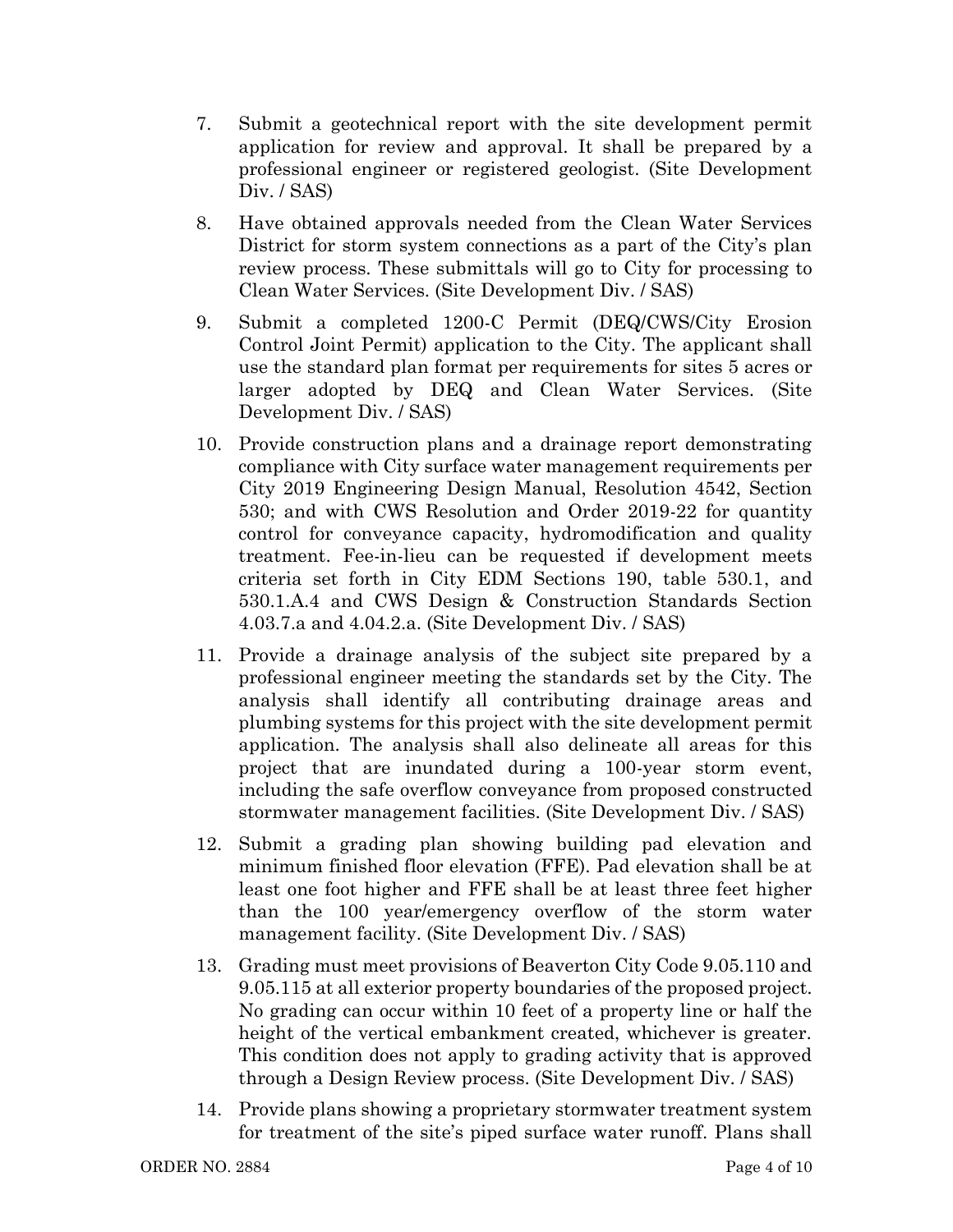7. Submit a geotechnical report with the site development permit application for review and approval. It shall be prepared by a professional engineer or registered geologist. (Site Development Div. / SAS)

8. Have obtained approvals needed from the Clean Water Services District for storm system connections as a part of the City's plan review process. These submittals will go to City for processing to Clean Water Services. (Site Development Div. / SAS)

9. Submit a completed 1200-C Permit (DEQ/CWS/City Erosion Control Joint Permit) application to the City. The applicant shall use the standard plan format per requirements for sites 5 acres or larger adopted by DEQ and Clean Water Services. (Site Development Div. / SAS)

10. Provide construction plans and a drainage report demonstrating compliance with City surface water management requirements per City 2019 Engineering Design Manual, Resolution 4542, Section 530; and with CWS Resolution and Order 2019-22 for quantity control for conveyance capacity, hydromodification and quality treatment. Fee-in-lieu can be requested if development meets criteria set forth in City EDM Sections 190, table 530.1, and 530.1.A.4 and CWS Design & Construction Standards Section 4.03.7.a and 4.04.2.a. (Site Development Div. / SAS)

11. Provide a drainage analysis of the subject site prepared by a professional engineer meeting the standards set by the City. The analysis shall identify all contributing drainage areas and plumbing systems for this project with the site development permit application. The analysis shall also delineate all areas for this project that are inundated during a 100-year storm event, including the safe overflow conveyance from proposed constructed stormwater management facilities. (Site Development Div. / SAS)

12. Submit a grading plan showing building pad elevation and minimum finished floor elevation (FFE). Pad elevation shall be at least one foot higher and FFE shall be at least three feet higher than the 100 year/emergency overflow of the storm water management facility. (Site Development Div. / SAS)

13. Grading must meet provisions of Beaverton City Code 9.05.110 and 9.05.115 at all exterior property boundaries of the proposed project. No grading can occur within 10 feet of a property line or half the height of the vertical embankment created, whichever is greater. This condition does not apply to grading activity that is approved through a Design Review process. (Site Development Div. / SAS)

14. Provide plans showing a proprietary stormwater treatment system for treatment of the site's piped surface water runoff. Plans shall

ORDER NO. 2884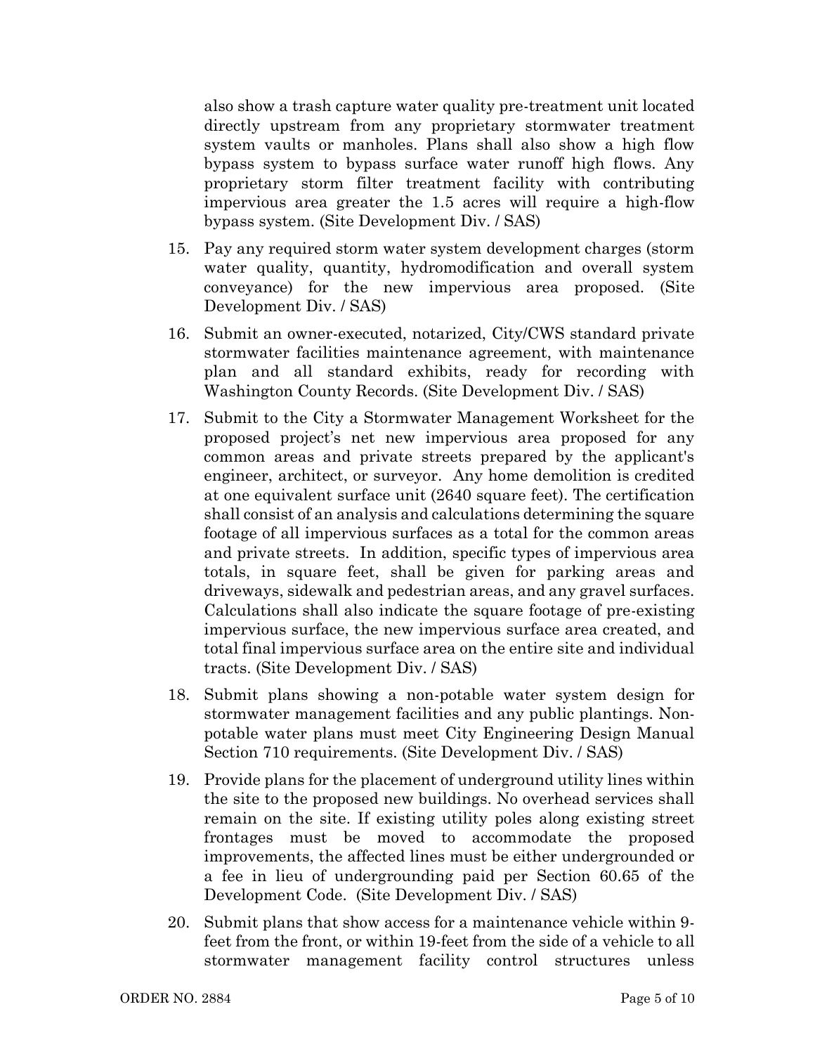also show a trash capture water quality pre-treatment unit located directly upstream from any proprietary stormwater treatment system vaults or manholes. Plans shall also show a high flow bypass system to bypass surface water runoff high flows. Any proprietary storm filter treatment facility with contributing impervious area greater the 1.5 acres will require a high-flow bypass system. (Site Development Div. / SAS)

15. Pay any required storm water system development charges (storm water quality, quantity, hydromodification and overall system conveyance) for the new impervious area proposed. (Site Development Div. / SAS)

16. Submit an owner-executed, notarized, City/CWS standard private stormwater facilities maintenance agreement, with maintenance plan and all standard exhibits, ready for recording with Washington County Records. (Site Development Div. / SAS)

17. Submit to the City a Stormwater Management Worksheet for the proposed project's net new impervious area proposed for any common areas and private streets prepared by the applicant's engineer, architect, or surveyor. Any home demolition is credited at one equivalent surface unit (2640 square feet). The certification shall consist of an analysis and calculations determining the square footage of all impervious surfaces as a total for the common areas and private streets. In addition, specific types of impervious area totals, in square feet, shall be given for parking areas and driveways, sidewalk and pedestrian areas, and any gravel surfaces. Calculations shall also indicate the square footage of pre-existing impervious surface, the new impervious surface area created, and total final impervious surface area on the entire site and individual tracts. (Site Development Div. / SAS)

18. Submit plans showing a non-potable water system design for stormwater management facilities and any public plantings. Non-potable water plans must meet City Engineering Design Manual Section 710 requirements. (Site Development Div. / SAS)

19. Provide plans for the placement of underground utility lines within the site to the proposed new buildings. No overhead services shall remain on the site. If existing utility poles along existing street frontages must be moved to accommodate the proposed improvements, the affected lines must be either undergrounded or a fee in lieu of undergrounding paid per Section 60.65 of the Development Code. (Site Development Div. / SAS)

20. Submit plans that show access for a maintenance vehicle within 9-feet from the front, or within 19-feet from the side of a vehicle to all stormwater management facility control structures unless

ORDER NO. 2884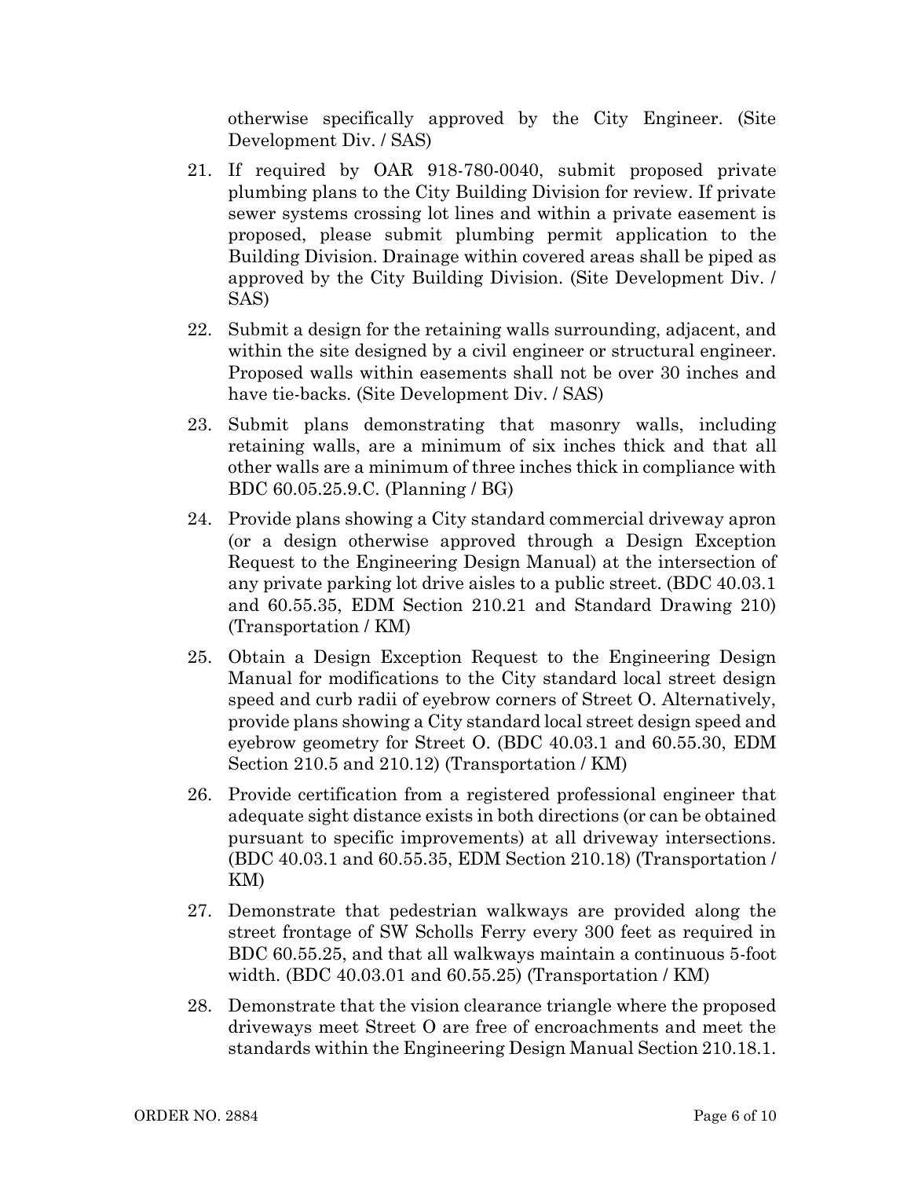otherwise specifically approved by the City Engineer. (Site Development Div. / SAS)

21. If required by OAR 918-780-0040, submit proposed private plumbing plans to the City Building Division for review. If private sewer systems crossing lot lines and within a private easement is proposed, please submit plumbing permit application to the Building Division. Drainage within covered areas shall be piped as approved by the City Building Division. (Site Development Div. / SAS)

22. Submit a design for the retaining walls surrounding, adjacent, and within the site designed by a civil engineer or structural engineer. Proposed walls within easements shall not be over 30 inches and have tie-backs. (Site Development Div. / SAS)

23. Submit plans demonstrating that masonry walls, including retaining walls, are a minimum of six inches thick and that all other walls are a minimum of three inches thick in compliance with BDC 60.05.25.9.C. (Planning / BG)

24. Provide plans showing a City standard commercial driveway apron (or a design otherwise approved through a Design Exception Request to the Engineering Design Manual) at the intersection of any private parking lot drive aisles to a public street. (BDC 40.03.1 and 60.55.35, EDM Section 210.21 and Standard Drawing 210) (Transportation / KM)

25. Obtain a Design Exception Request to the Engineering Design Manual for modifications to the City standard local street design speed and curb radii of eyebrow corners of Street O. Alternatively, provide plans showing a City standard local street design speed and eyebrow geometry for Street O. (BDC 40.03.1 and 60.55.30, EDM Section 210.5 and 210.12) (Transportation / KM)

26. Provide certification from a registered professional engineer that adequate sight distance exists in both directions (or can be obtained pursuant to specific improvements) at all driveway intersections. (BDC 40.03.1 and 60.55.35, EDM Section 210.18) (Transportation / KM)

27. Demonstrate that pedestrian walkways are provided along the street frontage of SW Scholls Ferry every 300 feet as required in BDC 60.55.25, and that all walkways maintain a continuous 5-foot width. (BDC 40.03.01 and 60.55.25) (Transportation / KM)

28. Demonstrate that the vision clearance triangle where the proposed driveways meet Street O are free of encroachments and meet the standards within the Engineering Design Manual Section 210.18.1.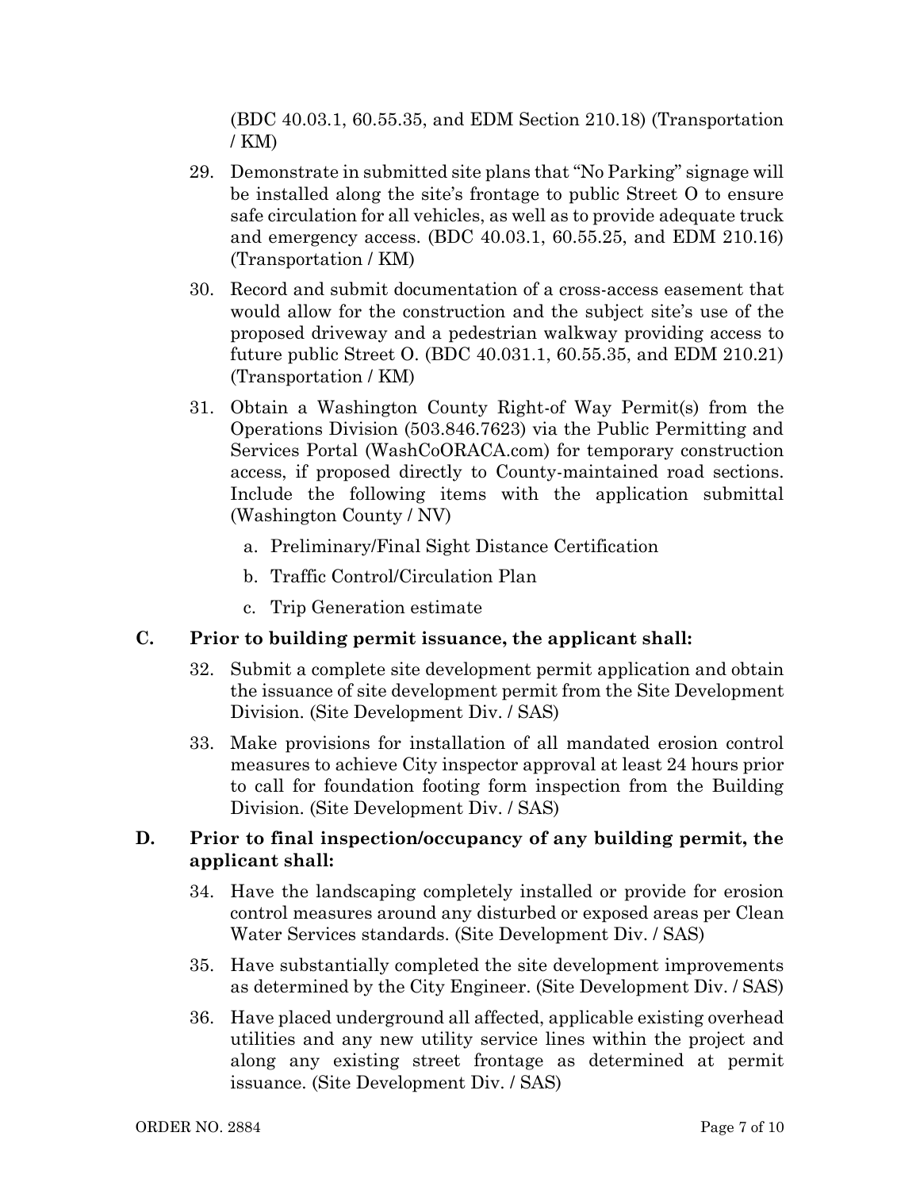(BDC 40.03.1, 60.55.35, and EDM Section 210.18) (Transportation / KM)

29. Demonstrate in submitted site plans that "No Parking" signage will be installed along the site's frontage to public Street O to ensure safe circulation for all vehicles, as well as to provide adequate truck and emergency access. (BDC 40.03.1, 60.55.25, and EDM 210.16) (Transportation / KM)

30. Record and submit documentation of a cross-access easement that would allow for the construction and the subject site's use of the proposed driveway and a pedestrian walkway providing access to future public Street O. (BDC 40.031.1, 60.55.35, and EDM 210.21) (Transportation / KM)

31. Obtain a Washington County Right-of Way Permit(s) from the Operations Division (503.846.7623) via the Public Permitting and Services Portal (WashCoORACA.com) for temporary construction access, if proposed directly to County-maintained road sections. Include the following items with the application submittal (Washington County / NV)

    a. Preliminary/Final Sight Distance Certification

    b. Traffic Control/Circulation Plan

    c. Trip Generation estimate

**C. Prior to building permit issuance, the applicant shall:**

32. Submit a complete site development permit application and obtain the issuance of site development permit from the Site Development Division. (Site Development Div. / SAS)

33. Make provisions for installation of all mandated erosion control measures to achieve City inspector approval at least 24 hours prior to call for foundation footing form inspection from the Building Division. (Site Development Div. / SAS)

**D. Prior to final inspection/occupancy of any building permit, the applicant shall:**

34. Have the landscaping completely installed or provide for erosion control measures around any disturbed or exposed areas per Clean Water Services standards. (Site Development Div. / SAS)

35. Have substantially completed the site development improvements as determined by the City Engineer. (Site Development Div. / SAS)

36. Have placed underground all affected, applicable existing overhead utilities and any new utility service lines within the project and along any existing street frontage as determined at permit issuance. (Site Development Div. / SAS)

ORDER NO. 2884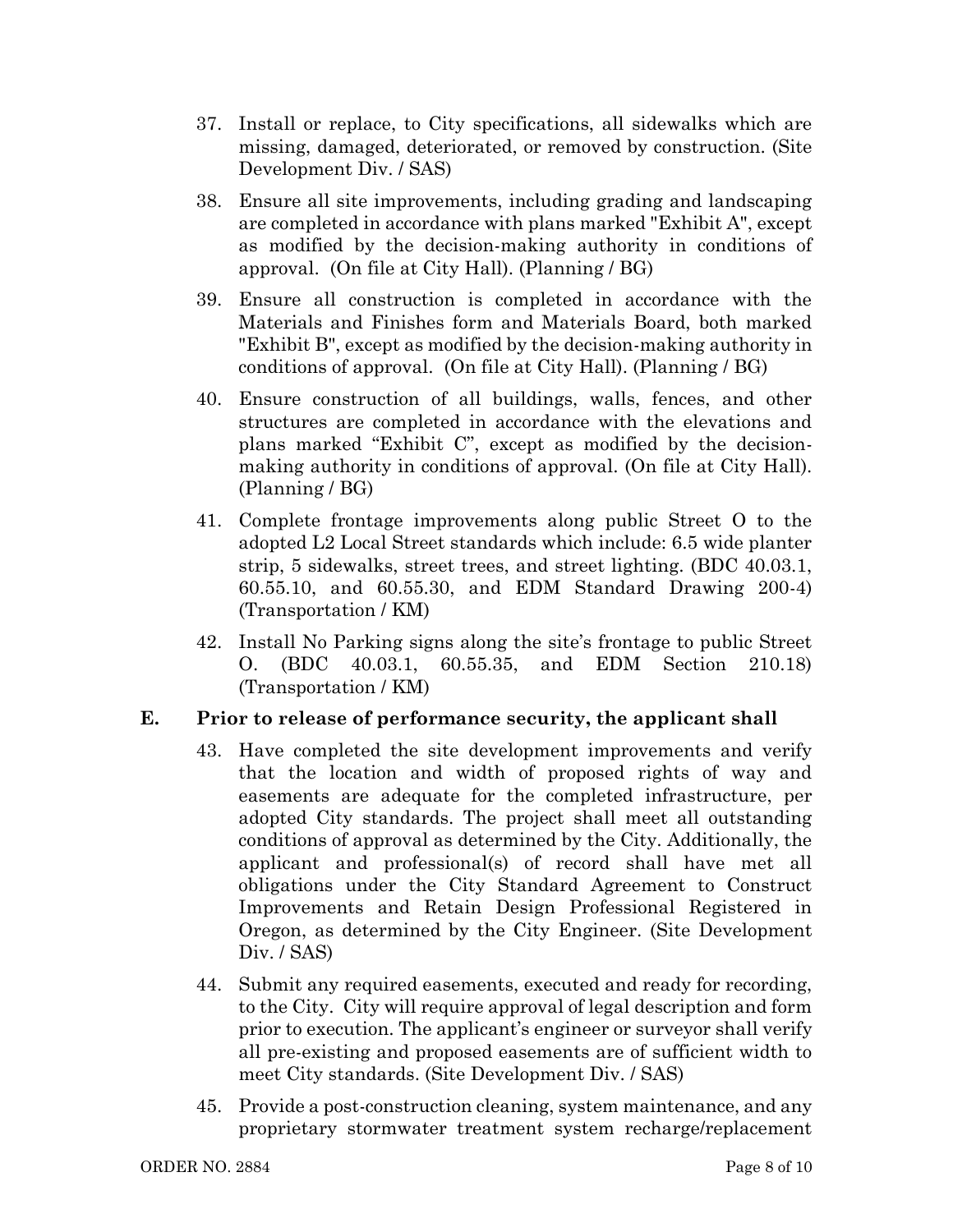37. Install or replace, to City specifications, all sidewalks which are missing, damaged, deteriorated, or removed by construction. (Site Development Div. / SAS)

38. Ensure all site improvements, including grading and landscaping are completed in accordance with plans marked "Exhibit A", except as modified by the decision-making authority in conditions of approval. (On file at City Hall). (Planning / BG)

39. Ensure all construction is completed in accordance with the Materials and Finishes form and Materials Board, both marked "Exhibit B", except as modified by the decision-making authority in conditions of approval. (On file at City Hall). (Planning / BG)

40. Ensure construction of all buildings, walls, fences, and other structures are completed in accordance with the elevations and plans marked "Exhibit C", except as modified by the decision-making authority in conditions of approval. (On file at City Hall). (Planning / BG)

41. Complete frontage improvements along public Street O to the adopted L2 Local Street standards which include: 6.5 wide planter strip, 5 sidewalks, street trees, and street lighting. (BDC 40.03.1, 60.55.10, and 60.55.30, and EDM Standard Drawing 200-4) (Transportation / KM)

42. Install No Parking signs along the site's frontage to public Street O. (BDC 40.03.1, 60.55.35, and EDM Section 210.18) (Transportation / KM)

## E. Prior to release of performance security, the applicant shall

43. Have completed the site development improvements and verify that the location and width of proposed rights of way and easements are adequate for the completed infrastructure, per adopted City standards. The project shall meet all outstanding conditions of approval as determined by the City. Additionally, the applicant and professional(s) of record shall have met all obligations under the City Standard Agreement to Construct Improvements and Retain Design Professional Registered in Oregon, as determined by the City Engineer. (Site Development Div. / SAS)

44. Submit any required easements, executed and ready for recording, to the City. City will require approval of legal description and form prior to execution. The applicant's engineer or surveyor shall verify all pre-existing and proposed easements are of sufficient width to meet City standards. (Site Development Div. / SAS)

45. Provide a post-construction cleaning, system maintenance, and any proprietary stormwater treatment system recharge/replacement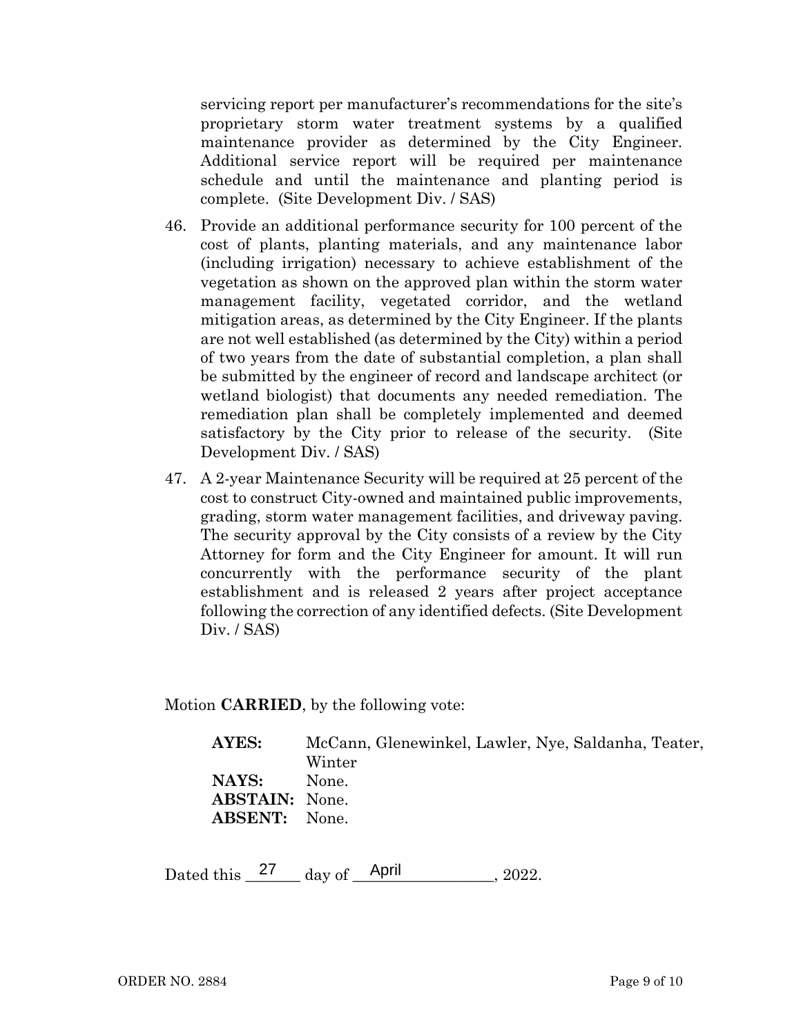servicing report per manufacturer's recommendations for the site's proprietary storm water treatment systems by a qualified maintenance provider as determined by the City Engineer. Additional service report will be required per maintenance schedule and until the maintenance and planting period is complete. (Site Development Div. / SAS)

46. Provide an additional performance security for 100 percent of the cost of plants, planting materials, and any maintenance labor (including irrigation) necessary to achieve establishment of the vegetation as shown on the approved plan within the storm water management facility, vegetated corridor, and the wetland mitigation areas, as determined by the City Engineer. If the plants are not well established (as determined by the City) within a period of two years from the date of substantial completion, a plan shall be submitted by the engineer of record and landscape architect (or wetland biologist) that documents any needed remediation. The remediation plan shall be completely implemented and deemed satisfactory by the City prior to release of the security. (Site Development Div. / SAS)

47. A 2-year Maintenance Security will be required at 25 percent of the cost to construct City-owned and maintained public improvements, grading, storm water management facilities, and driveway paving. The security approval by the City consists of a review by the City Attorney for form and the City Engineer for amount. It will run concurrently with the performance security of the plant establishment and is released 2 years after project acceptance following the correction of any identified defects. (Site Development Div. / SAS)

Motion **CARRIED**, by the following vote:

**AYES:** McCann, Glenewinkel, Lawler, Nye, Saldanha, Teater, Winter
**NAYS:** None.
**ABSTAIN:** None.
**ABSENT:** None.

Dated this 27 day of April, 2022.

ORDER NO. 2884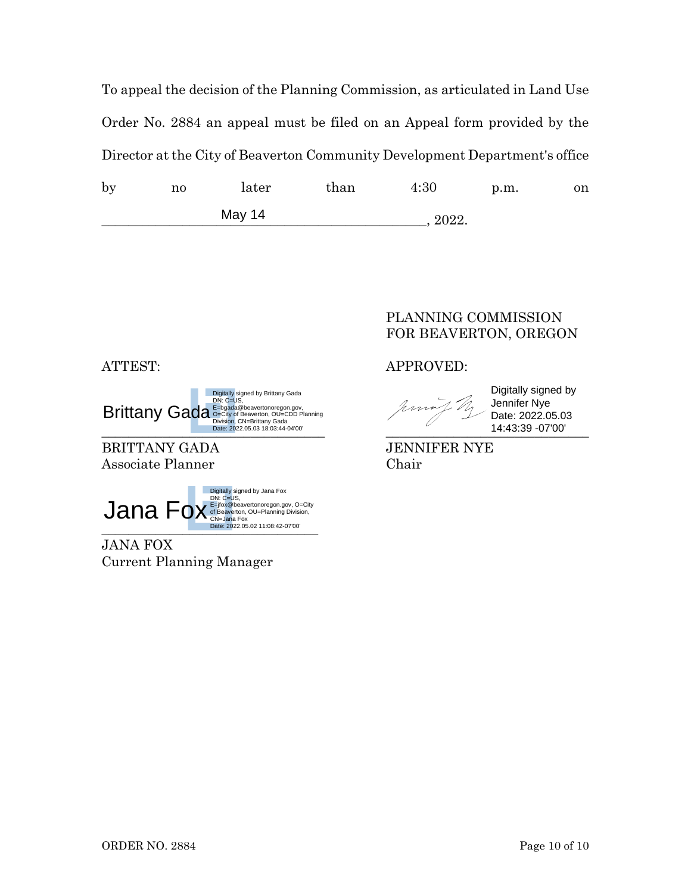To appeal the decision of the Planning Commission, as articulated in Land Use Order No. 2884 an appeal must be filed on an Appeal form provided by the Director at the City of Beaverton Community Development Department's office by no later than 4:30 p.m. on May 14, 2022.

PLANNING COMMISSION
FOR BEAVERTON, OREGON

ATTEST:

Brittany Gada

Digitally signed by Brittany Gada
DN: C=US, E=bgada@beavertonoregon.gov, O=City of Beaverton, OU=CDD Planning Division, CN=Brittany Gada
Date: 2022.05.03 18:03:44-04'00'

BRITTANY GADA
Associate Planner

Jana Fox

Digitally signed by Jana Fox
DN: C=US, E=jfox@beavertonoregon.gov, O=City of Beaverton, OU=Planning Division, CN=Jana Fox
Date: 2022.05.02 11:08:42-07'00'

JANA FOX
Current Planning Manager

APPROVED:

Digitally signed by Jennifer Nye
Date: 2022.05.03 14:43:39 -07'00'

JENNIFER NYE
Chair

ORDER NO. 2884